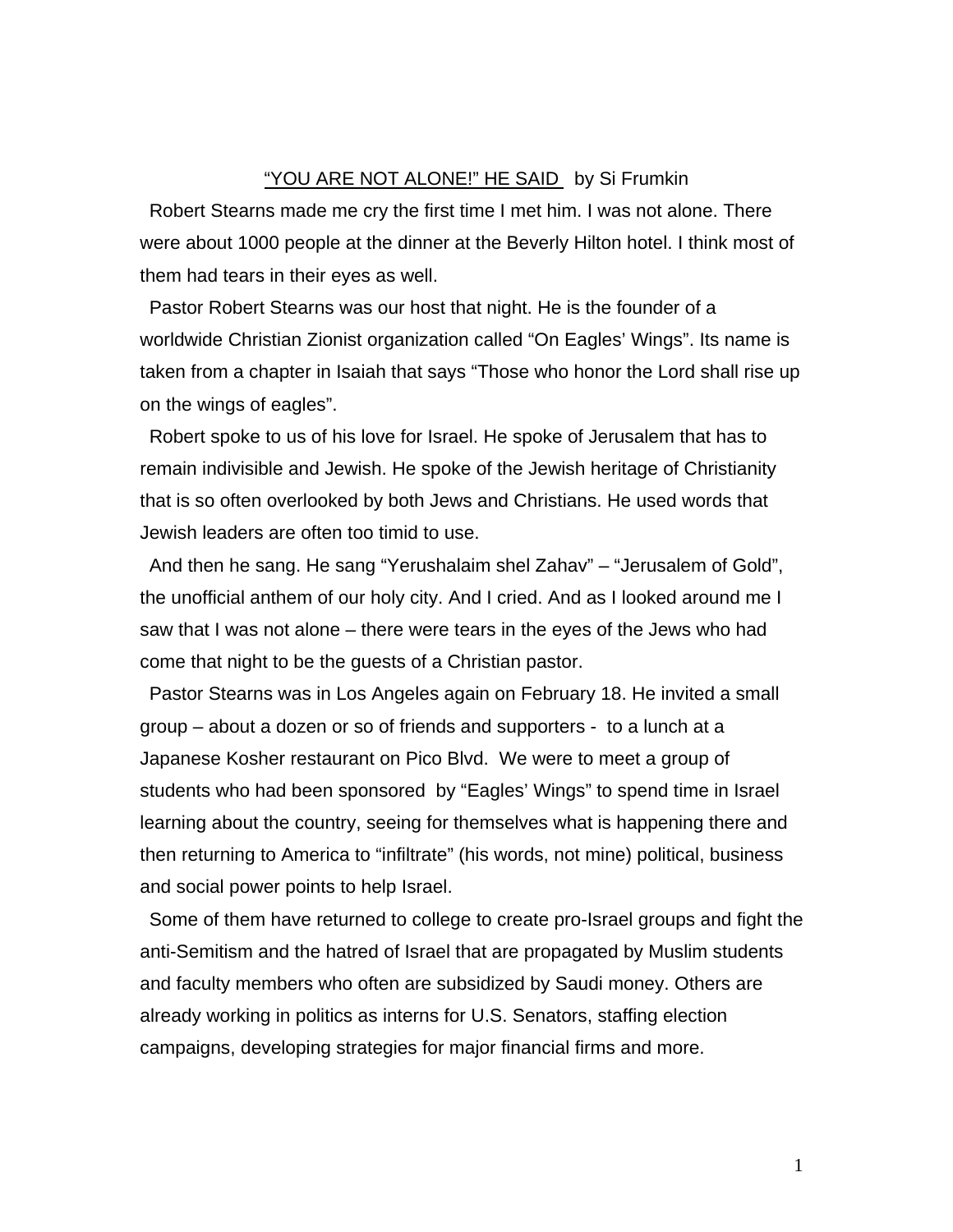<u>"YOU ARE NOT ALONE!" HE SAID</u> by Si Frumkin

Robert Stearns made me cry the first time I met him. I was not alone. There were about 1000 people at the dinner at the Beverly Hilton hotel. I think most of them had tears in their eyes as well.

Pastor Robert Stearns was our host that night. He is the founder of a worldwide Christian Zionist organization called "On Eagles' Wings". Its name is taken from a chapter in Isaiah that says "Those who honor the Lord shall rise up on the wings of eagles".

Robert spoke to us of his love for Israel. He spoke of Jerusalem that has to remain indivisible and Jewish. He spoke of the Jewish heritage of Christianity that is so often overlooked by both Jews and Christians. He used words that Jewish leaders are often too timid to use.

And then he sang. He sang "Yerushalaim shel Zahav" – "Jerusalem of Gold", the unofficial anthem of our holy city. And I cried. And as I looked around me I saw that I was not alone – there were tears in the eyes of the Jews who had come that night to be the guests of a Christian pastor.

Pastor Stearns was in Los Angeles again on February 18. He invited a small group – about a dozen or so of friends and supporters - to a lunch at a Japanese Kosher restaurant on Pico Blvd. We were to meet a group of students who had been sponsored by "Eagles' Wings" to spend time in Israel learning about the country, seeing for themselves what is happening there and then returning to America to "infiltrate" (his words, not mine) political, business and social power points to help Israel.

Some of them have returned to college to create pro-Israel groups and fight the anti-Semitism and the hatred of Israel that are propagated by Muslim students and faculty members who often are subsidized by Saudi money. Others are already working in politics as interns for U.S. Senators, staffing election campaigns, developing strategies for major financial firms and more.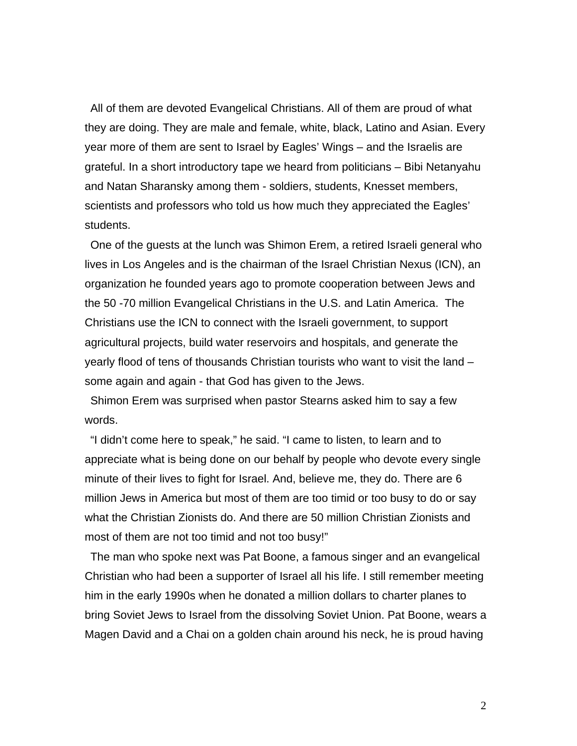All of them are devoted Evangelical Christians. All of them are proud of what they are doing. They are male and female, white, black, Latino and Asian. Every year more of them are sent to Israel by Eagles' Wings – and the Israelis are grateful. In a short introductory tape we heard from politicians – Bibi Netanyahu and Natan Sharansky among them - soldiers, students, Knesset members, scientists and professors who told us how much they appreciated the Eagles' students.

One of the guests at the lunch was Shimon Erem, a retired Israeli general who lives in Los Angeles and is the chairman of the Israel Christian Nexus (ICN), an organization he founded years ago to promote cooperation between Jews and the 50 -70 million Evangelical Christians in the U.S. and Latin America. The Christians use the ICN to connect with the Israeli government, to support agricultural projects, build water reservoirs and hospitals, and generate the yearly flood of tens of thousands Christian tourists who want to visit the land – some again and again - that God has given to the Jews.

Shimon Erem was surprised when pastor Stearns asked him to say a few words.

"I didn't come here to speak," he said. "I came to listen, to learn and to appreciate what is being done on our behalf by people who devote every single minute of their lives to fight for Israel. And, believe me, they do. There are 6 million Jews in America but most of them are too timid or too busy to do or say what the Christian Zionists do. And there are 50 million Christian Zionists and most of them are not too timid and not too busy!"

The man who spoke next was Pat Boone, a famous singer and an evangelical Christian who had been a supporter of Israel all his life. I still remember meeting him in the early 1990s when he donated a million dollars to charter planes to bring Soviet Jews to Israel from the dissolving Soviet Union. Pat Boone, wears a Magen David and a Chai on a golden chain around his neck, he is proud having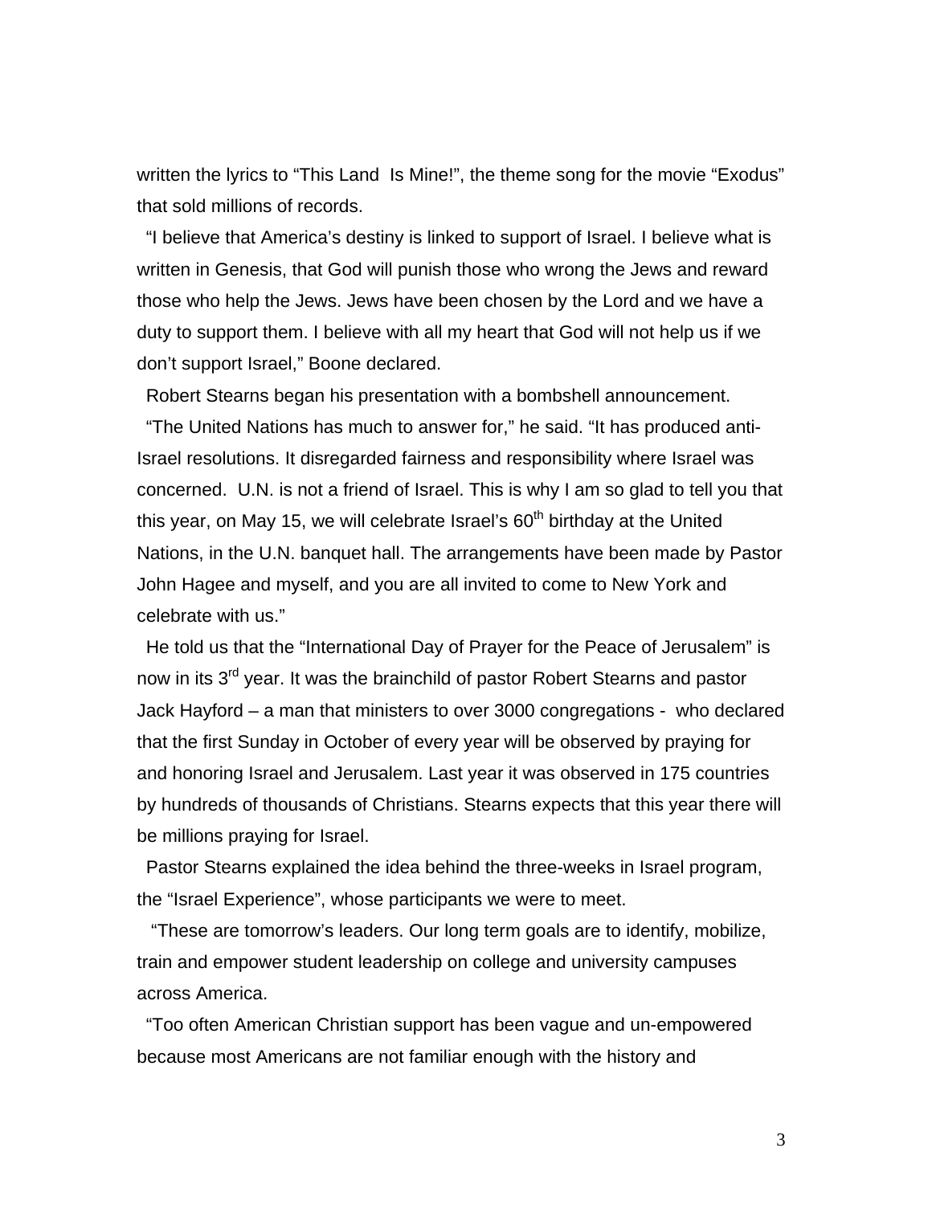written the lyrics to “This Land Is Mine!”, the theme song for the movie “Exodus” that sold millions of records.

“I believe that America’s destiny is linked to support of Israel. I believe what is written in Genesis, that God will punish those who wrong the Jews and reward those who help the Jews. Jews have been chosen by the Lord and we have a duty to support them. I believe with all my heart that God will not help us if we don’t support Israel,” Boone declared.

Robert Stearns began his presentation with a bombshell announcement.

“The United Nations has much to answer for,” he said. “It has produced anti-Israel resolutions. It disregarded fairness and responsibility where Israel was concerned. U.N. is not a friend of Israel. This is why I am so glad to tell you that this year, on May 15, we will celebrate Israel’s 60th birthday at the United Nations, in the U.N. banquet hall. The arrangements have been made by Pastor John Hagee and myself, and you are all invited to come to New York and celebrate with us.”

He told us that the “International Day of Prayer for the Peace of Jerusalem” is now in its 3rd year. It was the brainchild of pastor Robert Stearns and pastor Jack Hayford – a man that ministers to over 3000 congregations - who declared that the first Sunday in October of every year will be observed by praying for and honoring Israel and Jerusalem. Last year it was observed in 175 countries by hundreds of thousands of Christians. Stearns expects that this year there will be millions praying for Israel.

Pastor Stearns explained the idea behind the three-weeks in Israel program, the “Israel Experience”, whose participants we were to meet.

“These are tomorrow’s leaders. Our long term goals are to identify, mobilize, train and empower student leadership on college and university campuses across America.

“Too often American Christian support has been vague and un-empowered because most Americans are not familiar enough with the history and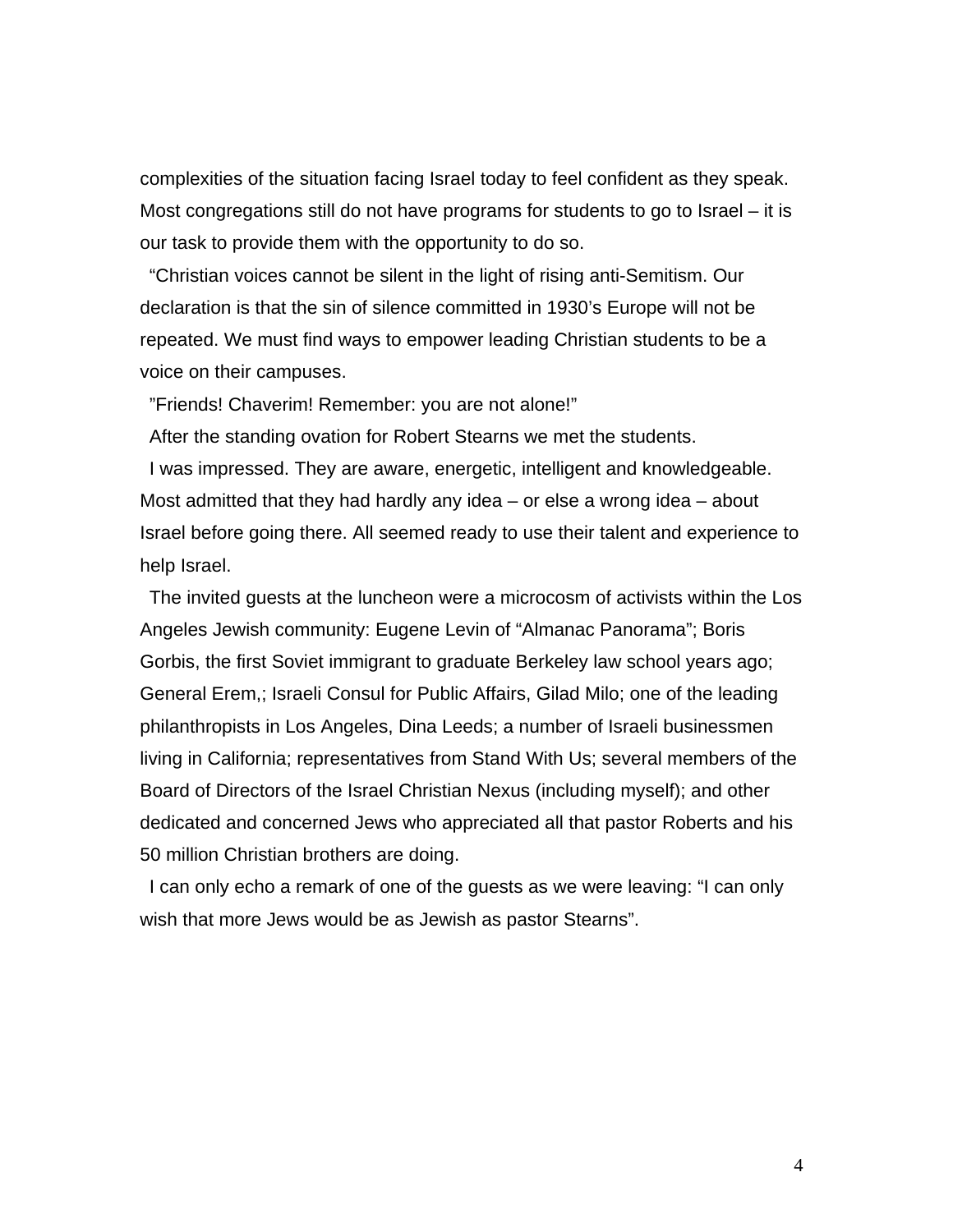complexities of the situation facing Israel today to feel confident as they speak. Most congregations still do not have programs for students to go to Israel – it is our task to provide them with the opportunity to do so.

"Christian voices cannot be silent in the light of rising anti-Semitism. Our declaration is that the sin of silence committed in 1930's Europe will not be repeated. We must find ways to empower leading Christian students to be a voice on their campuses.

"Friends! Chaverim! Remember: you are not alone!"

After the standing ovation for Robert Stearns we met the students.

I was impressed. They are aware, energetic, intelligent and knowledgeable. Most admitted that they had hardly any idea – or else a wrong idea – about Israel before going there. All seemed ready to use their talent and experience to help Israel.

The invited guests at the luncheon were a microcosm of activists within the Los Angeles Jewish community: Eugene Levin of "Almanac Panorama"; Boris Gorbis, the first Soviet immigrant to graduate Berkeley law school years ago; General Erem,; Israeli Consul for Public Affairs, Gilad Milo; one of the leading philanthropists in Los Angeles, Dina Leeds; a number of Israeli businessmen living in California; representatives from Stand With Us; several members of the Board of Directors of the Israel Christian Nexus (including myself); and other dedicated and concerned Jews who appreciated all that pastor Roberts and his 50 million Christian brothers are doing.

I can only echo a remark of one of the guests as we were leaving: "I can only wish that more Jews would be as Jewish as pastor Stearns".